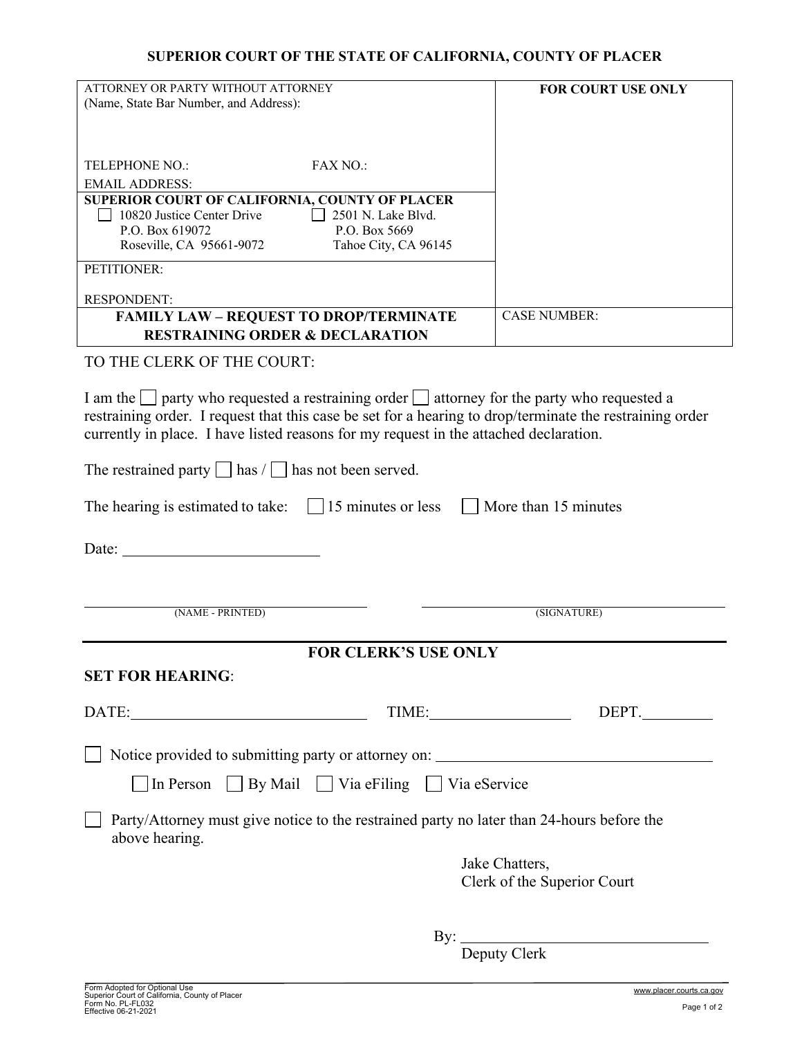**SUPERIOR COURT OF THE STATE OF CALIFORNIA, COUNTY OF PLACER**

| ATTORNEY OR PARTY WITHOUT ATTORNEY (Name, State Bar Number, and Address): <br><br> TELEPHONE NO.: FAX NO.: <br> EMAIL ADDRESS: | **FOR COURT USE ONLY** |
|---|---|
| **SUPERIOR COURT OF CALIFORNIA, COUNTY OF PLACER** <br> ☐ 10820 Justice Center Drive, P.O. Box 619072, Roseville, CA 95661-9072 <br> ☐ 2501 N. Lake Blvd., P.O. Box 5669, Tahoe City, CA 96145 | |
| PETITIONER: <br><br> RESPONDENT: | |
| **FAMILY LAW – REQUEST TO DROP/TERMINATE RESTRAINING ORDER & DECLARATION** | CASE NUMBER: |

TO THE CLERK OF THE COURT:

I am the ☐ party who requested a restraining order ☐ attorney for the party who requested a restraining order. I request that this case be set for a hearing to drop/terminate the restraining order currently in place. I have listed reasons for my request in the attached declaration.

The restrained party ☐ has / ☐ has not been served.

The hearing is estimated to take: ☐ 15 minutes or less ☐ More than 15 minutes

Date: ________________________

______________________________ (NAME - PRINTED)

______________________________ (SIGNATURE)

## FOR CLERK'S USE ONLY

**SET FOR HEARING**:

DATE: ____________________ TIME: ______________ DEPT. ________

☐ Notice provided to submitting party or attorney on: ______________________________

☐ In Person ☐ By Mail ☐ Via eFiling ☐ Via eService

☐ Party/Attorney must give notice to the restrained party no later than 24-hours before the above hearing.

Jake Chatters,
Clerk of the Superior Court

By: ______________________________
Deputy Clerk

Form Adopted for Optional Use
Superior Court of California, County of Placer
Form No. PL-FL032
Effective 06-21-2021

www.placer.courts.ca.gov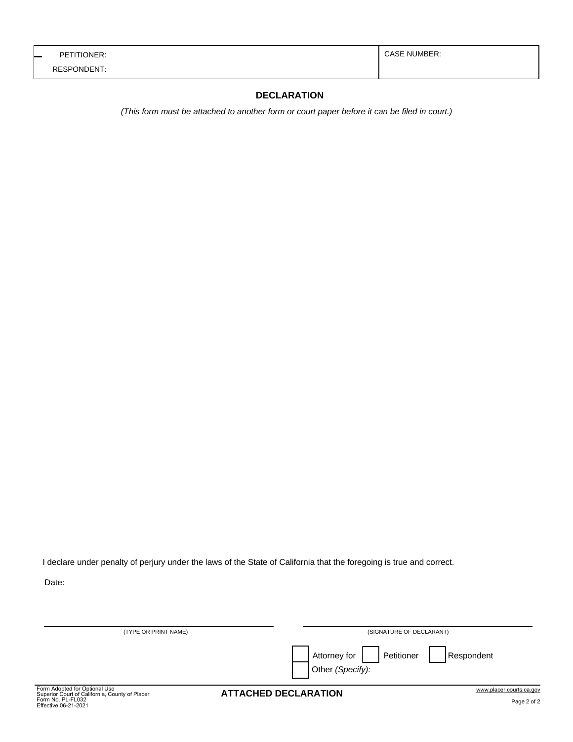| PETITIONER: | CASE NUMBER: |
| --- | --- |
| RESPONDENT: | |

## DECLARATION

*(This form must be attached to another form or court paper before it can be filed in court.)*

I declare under penalty of perjury under the laws of the State of California that the foregoing is true and correct.

Date:

(TYPE OR PRINT NAME)

(SIGNATURE OF DECLARANT)

☐ Attorney for ☐ Petitioner ☐ Respondent
☐ Other *(Specify)*:

Form Adopted for Optional Use
Superior Court of California, County of Placer
Form No. PL-FL032
Effective 06-21-2021

**ATTACHED DECLARATION**

www.placer.courts.ca.gov